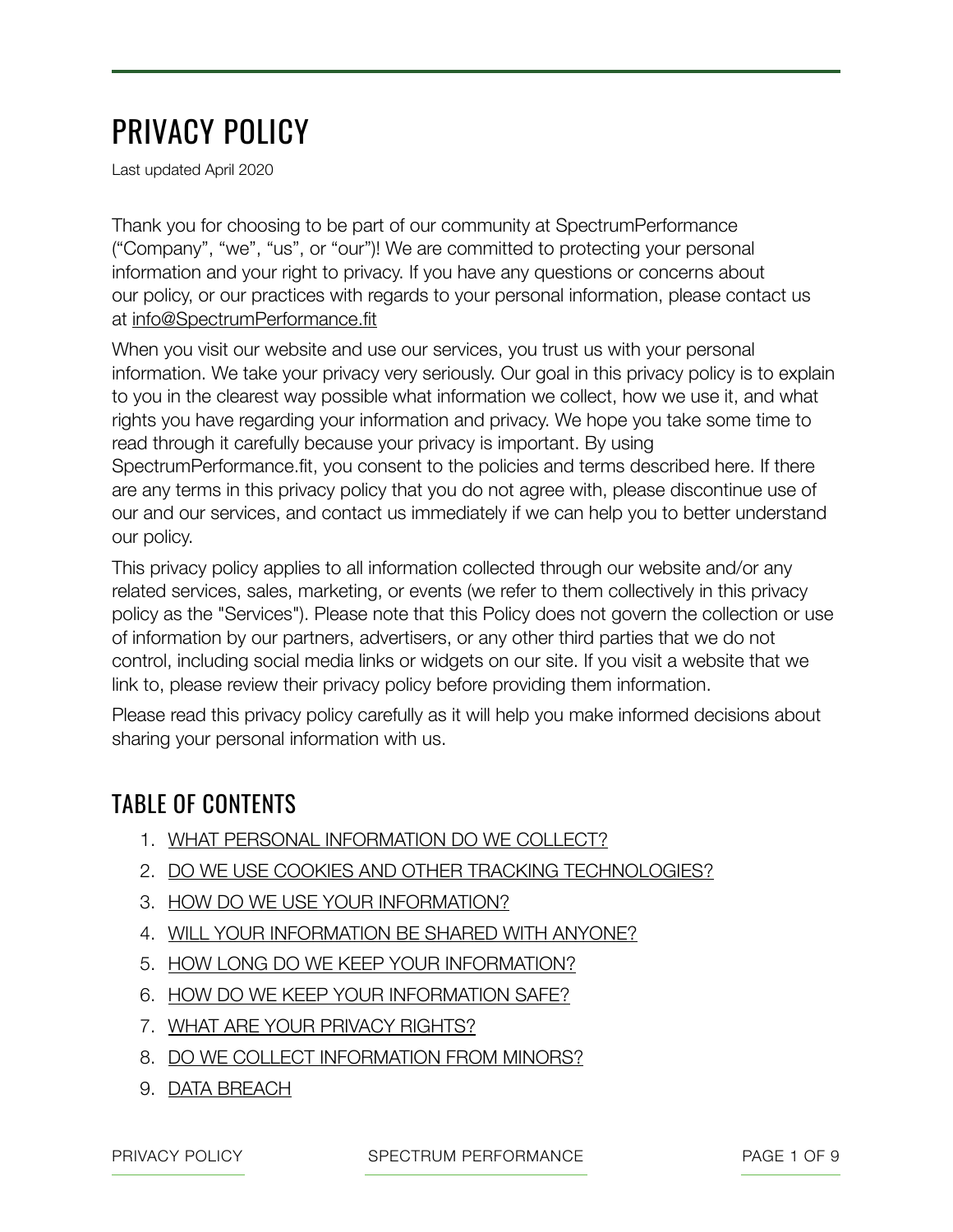# PRIVACY POLICY

Last updated April 2020

Thank you for choosing to be part of our community at SpectrumPerformance ("Company", "we", "us", or "our")! We are committed to protecting your personal information and your right to privacy. If you have any questions or concerns about our policy, or our practices with regards to your personal information, please contact us at info@SpectrumPerformance.fit

When you visit our website and use our services, you trust us with your personal information. We take your privacy very seriously. Our goal in this privacy policy is to explain to you in the clearest way possible what information we collect, how we use it, and what rights you have regarding your information and privacy. We hope you take some time to read through it carefully because your privacy is important. By using SpectrumPerformance.fit, you consent to the policies and terms described here. If there are any terms in this privacy policy that you do not agree with, please discontinue use of our and our services, and contact us immediately if we can help you to better understand our policy.

This privacy policy applies to all information collected through our website and/or any related services, sales, marketing, or events (we refer to them collectively in this privacy policy as the "Services"). Please note that this Policy does not govern the collection or use of information by our partners, advertisers, or any other third parties that we do not control, including social media links or widgets on our site. If you visit a website that we link to, please review their privacy policy before providing them information.

Please read this privacy policy carefully as it will help you make informed decisions about sharing your personal information with us.

## TABLE OF CONTENTS

1. WHAT PERSONAL INFORMATION DO WE COLLECT?
2. DO WE USE COOKIES AND OTHER TRACKING TECHNOLOGIES?
3. HOW DO WE USE YOUR INFORMATION?
4. WILL YOUR INFORMATION BE SHARED WITH ANYONE?
5. HOW LONG DO WE KEEP YOUR INFORMATION?
6. HOW DO WE KEEP YOUR INFORMATION SAFE?
7. WHAT ARE YOUR PRIVACY RIGHTS?
8. DO WE COLLECT INFORMATION FROM MINORS?
9. DATA BREACH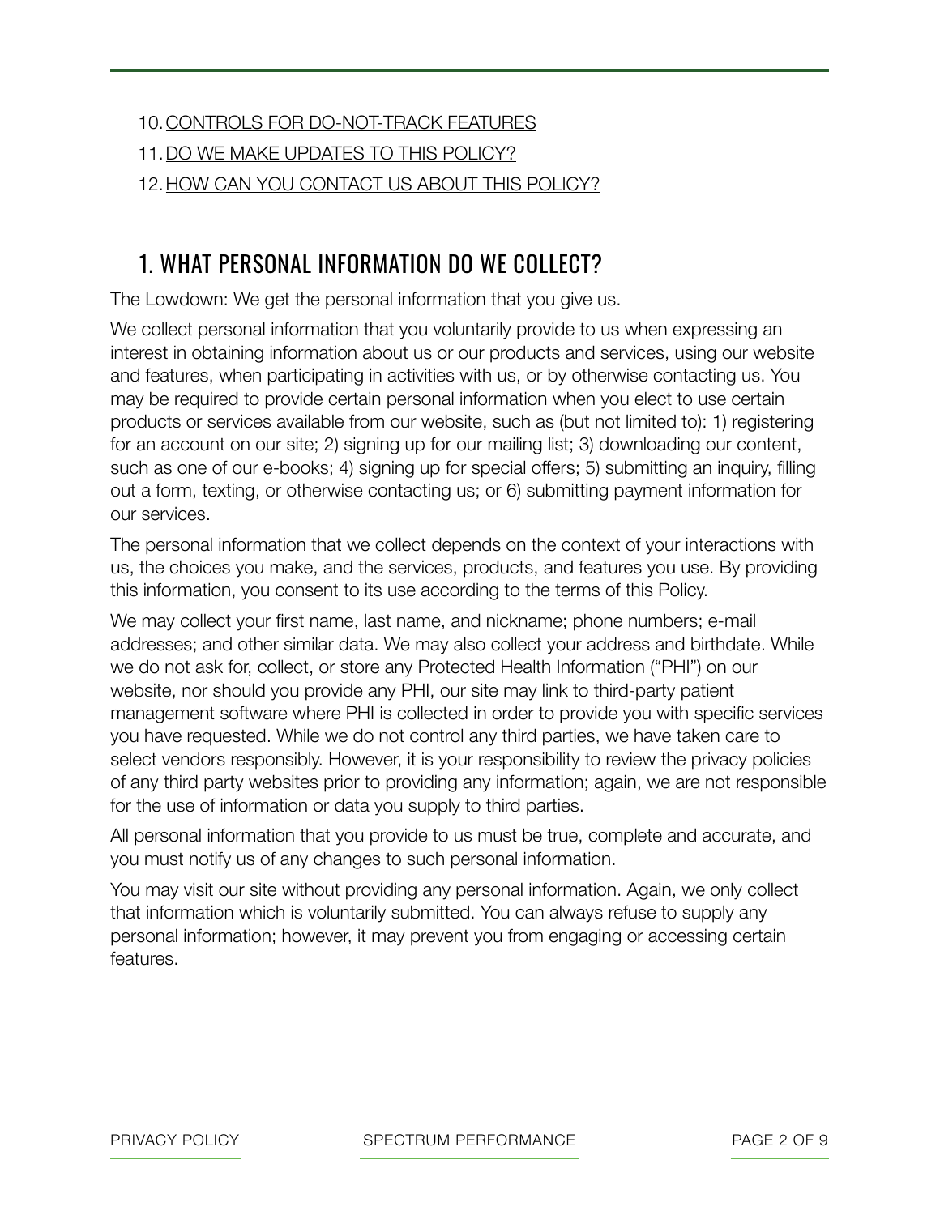10. CONTROLS FOR DO-NOT-TRACK FEATURES
11. DO WE MAKE UPDATES TO THIS POLICY?
12. HOW CAN YOU CONTACT US ABOUT THIS POLICY?

## 1. WHAT PERSONAL INFORMATION DO WE COLLECT?

The Lowdown: We get the personal information that you give us.

We collect personal information that you voluntarily provide to us when expressing an interest in obtaining information about us or our products and services, using our website and features, when participating in activities with us, or by otherwise contacting us. You may be required to provide certain personal information when you elect to use certain products or services available from our website, such as (but not limited to): 1) registering for an account on our site; 2) signing up for our mailing list; 3) downloading our content, such as one of our e-books; 4) signing up for special offers; 5) submitting an inquiry, filling out a form, texting, or otherwise contacting us; or 6) submitting payment information for our services.

The personal information that we collect depends on the context of your interactions with us, the choices you make, and the services, products, and features you use. By providing this information, you consent to its use according to the terms of this Policy.

We may collect your first name, last name, and nickname; phone numbers; e-mail addresses; and other similar data. We may also collect your address and birthdate. While we do not ask for, collect, or store any Protected Health Information ("PHI") on our website, nor should you provide any PHI, our site may link to third-party patient management software where PHI is collected in order to provide you with specific services you have requested. While we do not control any third parties, we have taken care to select vendors responsibly. However, it is your responsibility to review the privacy policies of any third party websites prior to providing any information; again, we are not responsible for the use of information or data you supply to third parties.

All personal information that you provide to us must be true, complete and accurate, and you must notify us of any changes to such personal information.

You may visit our site without providing any personal information. Again, we only collect that information which is voluntarily submitted. You can always refuse to supply any personal information; however, it may prevent you from engaging or accessing certain features.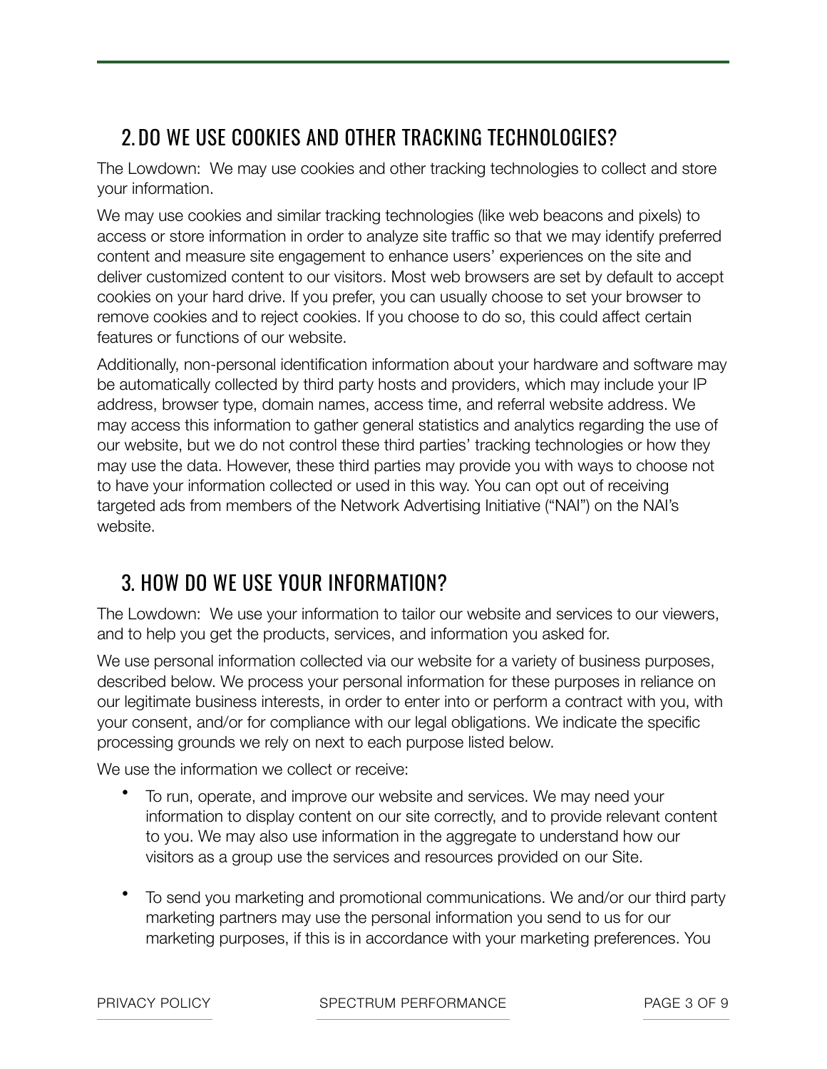## 2. DO WE USE COOKIES AND OTHER TRACKING TECHNOLOGIES?

The Lowdown: We may use cookies and other tracking technologies to collect and store your information.

We may use cookies and similar tracking technologies (like web beacons and pixels) to access or store information in order to analyze site traffic so that we may identify preferred content and measure site engagement to enhance users' experiences on the site and deliver customized content to our visitors. Most web browsers are set by default to accept cookies on your hard drive. If you prefer, you can usually choose to set your browser to remove cookies and to reject cookies. If you choose to do so, this could affect certain features or functions of our website.

Additionally, non-personal identification information about your hardware and software may be automatically collected by third party hosts and providers, which may include your IP address, browser type, domain names, access time, and referral website address. We may access this information to gather general statistics and analytics regarding the use of our website, but we do not control these third parties' tracking technologies or how they may use the data. However, these third parties may provide you with ways to choose not to have your information collected or used in this way. You can opt out of receiving targeted ads from members of the Network Advertising Initiative ("NAI") on the NAI's website.

## 3. HOW DO WE USE YOUR INFORMATION?

The Lowdown: We use your information to tailor our website and services to our viewers, and to help you get the products, services, and information you asked for.

We use personal information collected via our website for a variety of business purposes, described below. We process your personal information for these purposes in reliance on our legitimate business interests, in order to enter into or perform a contract with you, with your consent, and/or for compliance with our legal obligations. We indicate the specific processing grounds we rely on next to each purpose listed below.

We use the information we collect or receive:

- To run, operate, and improve our website and services. We may need your information to display content on our site correctly, and to provide relevant content to you. We may also use information in the aggregate to understand how our visitors as a group use the services and resources provided on our Site.
- To send you marketing and promotional communications. We and/or our third party marketing partners may use the personal information you send to us for our marketing purposes, if this is in accordance with your marketing preferences. You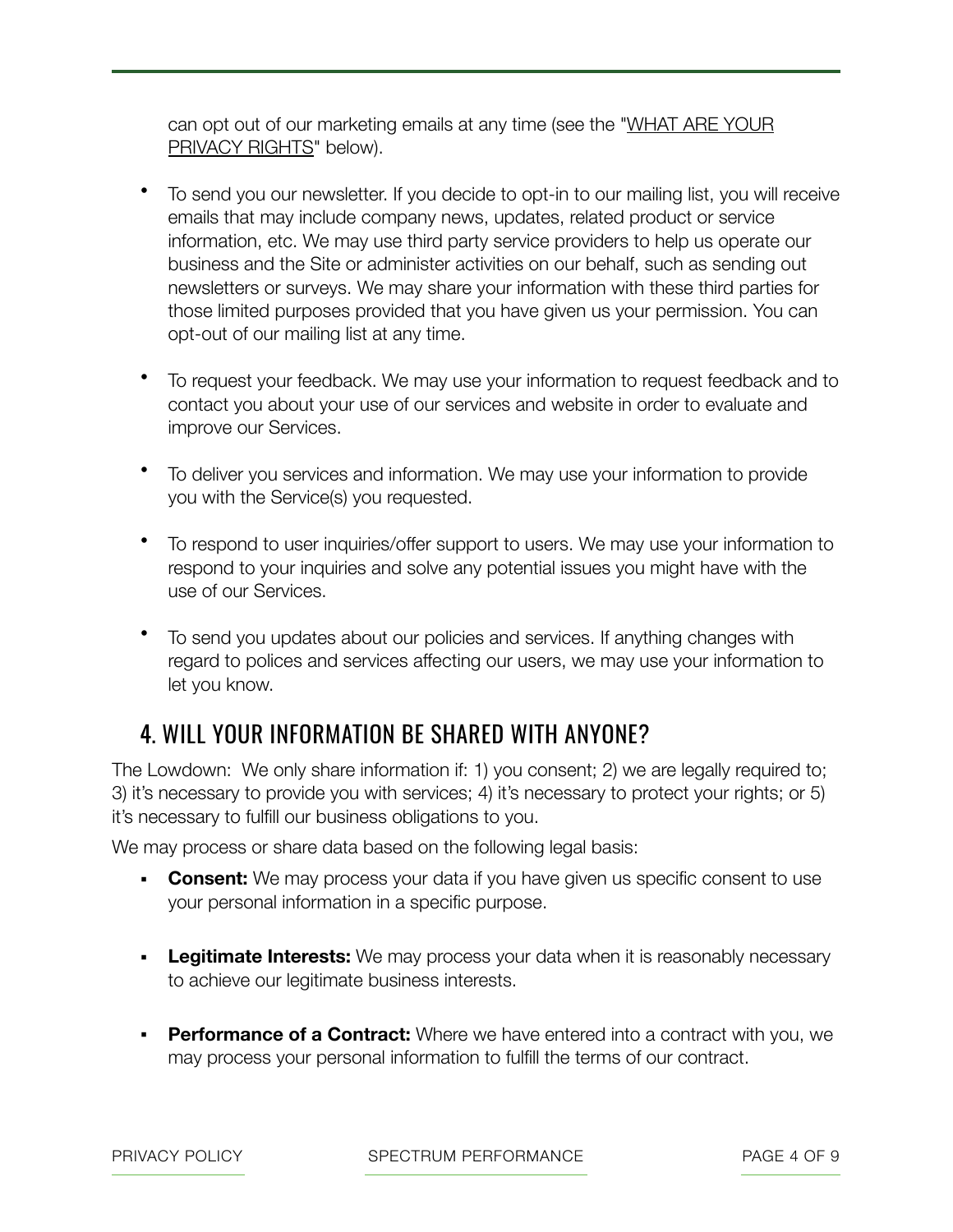can opt out of our marketing emails at any time (see the "WHAT ARE YOUR PRIVACY RIGHTS" below).

- To send you our newsletter. If you decide to opt-in to our mailing list, you will receive emails that may include company news, updates, related product or service information, etc. We may use third party service providers to help us operate our business and the Site or administer activities on our behalf, such as sending out newsletters or surveys. We may share your information with these third parties for those limited purposes provided that you have given us your permission. You can opt-out of our mailing list at any time.

- To request your feedback. We may use your information to request feedback and to contact you about your use of our services and website in order to evaluate and improve our Services.

- To deliver you services and information. We may use your information to provide you with the Service(s) you requested.

- To respond to user inquiries/offer support to users. We may use your information to respond to your inquiries and solve any potential issues you might have with the use of our Services.

- To send you updates about our policies and services. If anything changes with regard to polices and services affecting our users, we may use your information to let you know.

## 4. WILL YOUR INFORMATION BE SHARED WITH ANYONE?

The Lowdown: We only share information if: 1) you consent; 2) we are legally required to; 3) it's necessary to provide you with services; 4) it's necessary to protect your rights; or 5) it's necessary to fulfill our business obligations to you.

We may process or share data based on the following legal basis:

- **Consent:** We may process your data if you have given us specific consent to use your personal information in a specific purpose.

- **Legitimate Interests:** We may process your data when it is reasonably necessary to achieve our legitimate business interests.

- **Performance of a Contract:** Where we have entered into a contract with you, we may process your personal information to fulfill the terms of our contract.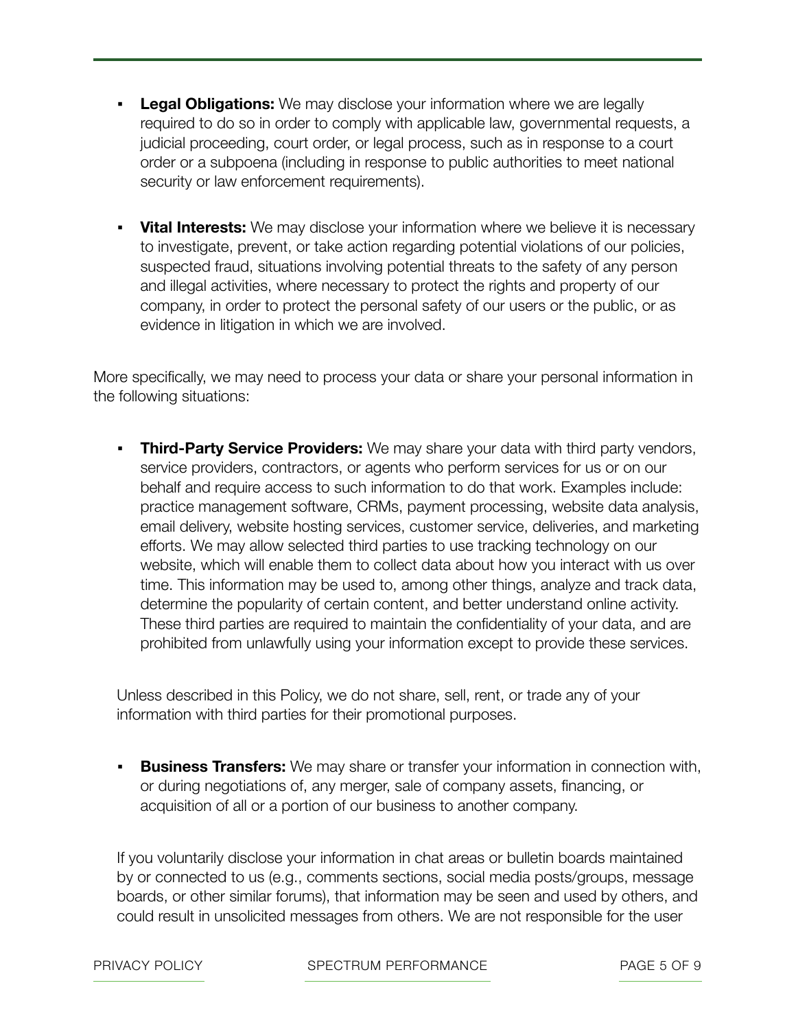- **Legal Obligations:** We may disclose your information where we are legally required to do so in order to comply with applicable law, governmental requests, a judicial proceeding, court order, or legal process, such as in response to a court order or a subpoena (including in response to public authorities to meet national security or law enforcement requirements).

- **Vital Interests:** We may disclose your information where we believe it is necessary to investigate, prevent, or take action regarding potential violations of our policies, suspected fraud, situations involving potential threats to the safety of any person and illegal activities, where necessary to protect the rights and property of our company, in order to protect the personal safety of our users or the public, or as evidence in litigation in which we are involved.

More specifically, we may need to process your data or share your personal information in the following situations:

- **Third-Party Service Providers:** We may share your data with third party vendors, service providers, contractors, or agents who perform services for us or on our behalf and require access to such information to do that work. Examples include: practice management software, CRMs, payment processing, website data analysis, email delivery, website hosting services, customer service, deliveries, and marketing efforts. We may allow selected third parties to use tracking technology on our website, which will enable them to collect data about how you interact with us over time. This information may be used to, among other things, analyze and track data, determine the popularity of certain content, and better understand online activity. These third parties are required to maintain the confidentiality of your data, and are prohibited from unlawfully using your information except to provide these services.

Unless described in this Policy, we do not share, sell, rent, or trade any of your information with third parties for their promotional purposes.

- **Business Transfers:** We may share or transfer your information in connection with, or during negotiations of, any merger, sale of company assets, financing, or acquisition of all or a portion of our business to another company.

If you voluntarily disclose your information in chat areas or bulletin boards maintained by or connected to us (e.g., comments sections, social media posts/groups, message boards, or other similar forums), that information may be seen and used by others, and could result in unsolicited messages from others. We are not responsible for the user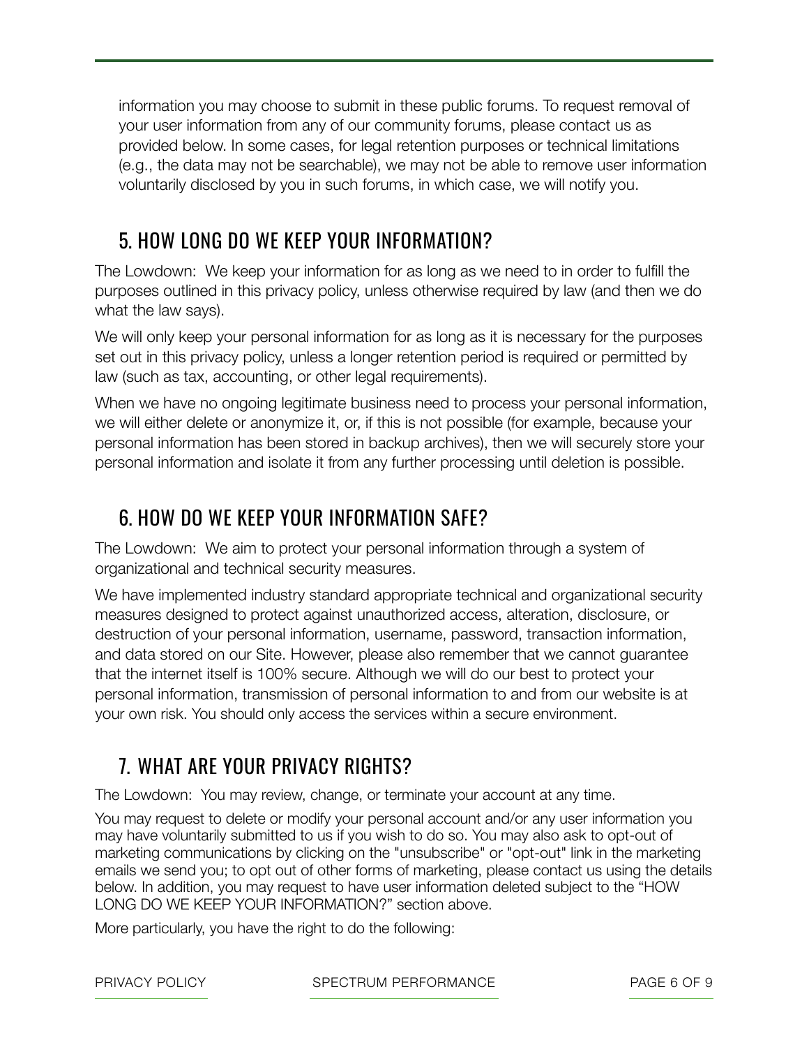information you may choose to submit in these public forums. To request removal of your user information from any of our community forums, please contact us as provided below. In some cases, for legal retention purposes or technical limitations (e.g., the data may not be searchable), we may not be able to remove user information voluntarily disclosed by you in such forums, in which case, we will notify you.

## 5. HOW LONG DO WE KEEP YOUR INFORMATION?

The Lowdown: We keep your information for as long as we need to in order to fulfill the purposes outlined in this privacy policy, unless otherwise required by law (and then we do what the law says).

We will only keep your personal information for as long as it is necessary for the purposes set out in this privacy policy, unless a longer retention period is required or permitted by law (such as tax, accounting, or other legal requirements).

When we have no ongoing legitimate business need to process your personal information, we will either delete or anonymize it, or, if this is not possible (for example, because your personal information has been stored in backup archives), then we will securely store your personal information and isolate it from any further processing until deletion is possible.

## 6. HOW DO WE KEEP YOUR INFORMATION SAFE?

The Lowdown: We aim to protect your personal information through a system of organizational and technical security measures.

We have implemented industry standard appropriate technical and organizational security measures designed to protect against unauthorized access, alteration, disclosure, or destruction of your personal information, username, password, transaction information, and data stored on our Site. However, please also remember that we cannot guarantee that the internet itself is 100% secure. Although we will do our best to protect your personal information, transmission of personal information to and from our website is at your own risk. You should only access the services within a secure environment.

## 7. WHAT ARE YOUR PRIVACY RIGHTS?

The Lowdown: You may review, change, or terminate your account at any time.

You may request to delete or modify your personal account and/or any user information you may have voluntarily submitted to us if you wish to do so. You may also ask to opt-out of marketing communications by clicking on the "unsubscribe" or "opt-out" link in the marketing emails we send you; to opt out of other forms of marketing, please contact us using the details below. In addition, you may request to have user information deleted subject to the "HOW LONG DO WE KEEP YOUR INFORMATION?" section above.

More particularly, you have the right to do the following: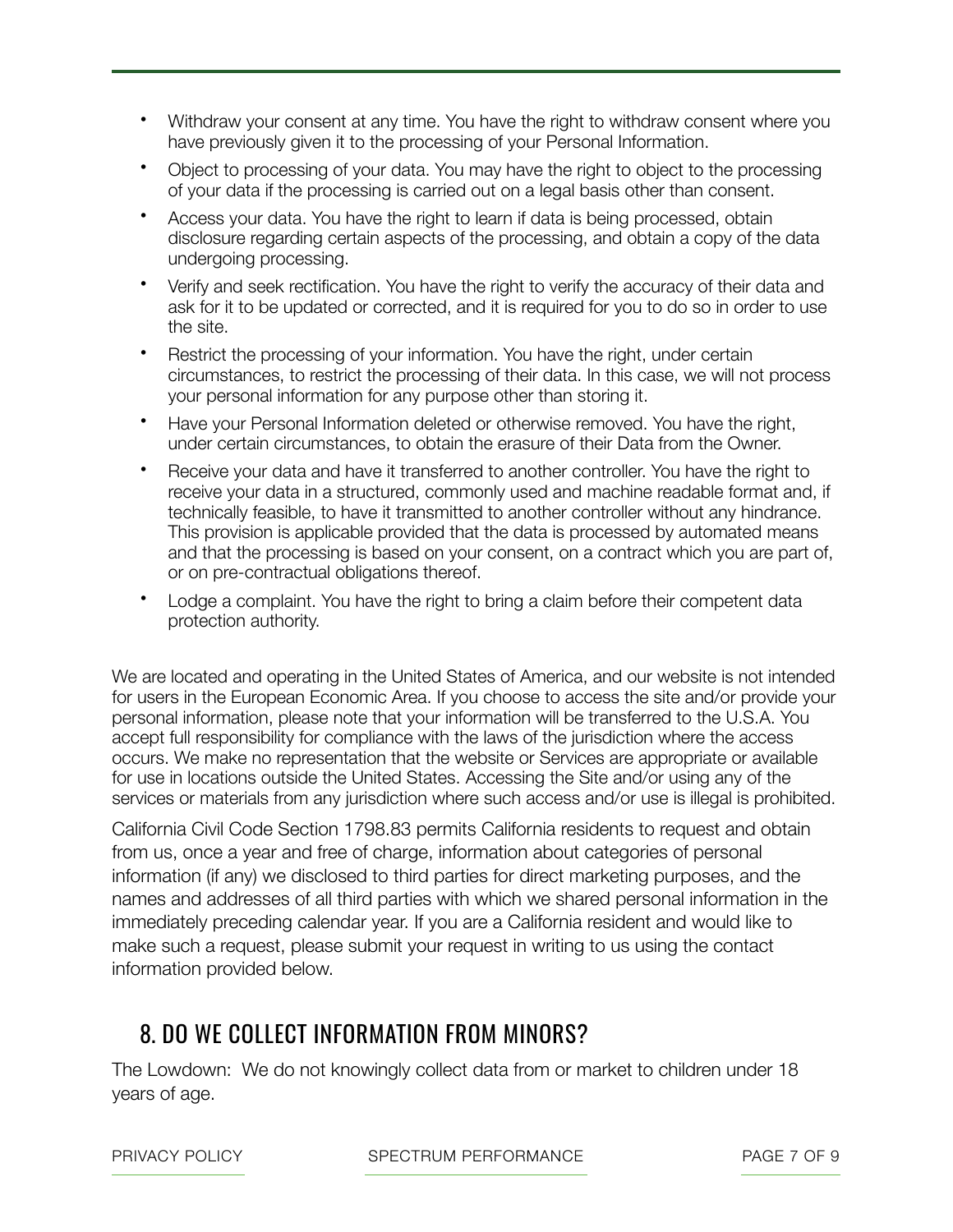- Withdraw your consent at any time. You have the right to withdraw consent where you have previously given it to the processing of your Personal Information.
- Object to processing of your data. You may have the right to object to the processing of your data if the processing is carried out on a legal basis other than consent.
- Access your data. You have the right to learn if data is being processed, obtain disclosure regarding certain aspects of the processing, and obtain a copy of the data undergoing processing.
- Verify and seek rectification. You have the right to verify the accuracy of their data and ask for it to be updated or corrected, and it is required for you to do so in order to use the site.
- Restrict the processing of your information. You have the right, under certain circumstances, to restrict the processing of their data. In this case, we will not process your personal information for any purpose other than storing it.
- Have your Personal Information deleted or otherwise removed. You have the right, under certain circumstances, to obtain the erasure of their Data from the Owner.
- Receive your data and have it transferred to another controller. You have the right to receive your data in a structured, commonly used and machine readable format and, if technically feasible, to have it transmitted to another controller without any hindrance. This provision is applicable provided that the data is processed by automated means and that the processing is based on your consent, on a contract which you are part of, or on pre-contractual obligations thereof.
- Lodge a complaint. You have the right to bring a claim before their competent data protection authority.

We are located and operating in the United States of America, and our website is not intended for users in the European Economic Area. If you choose to access the site and/or provide your personal information, please note that your information will be transferred to the U.S.A. You accept full responsibility for compliance with the laws of the jurisdiction where the access occurs. We make no representation that the website or Services are appropriate or available for use in locations outside the United States. Accessing the Site and/or using any of the services or materials from any jurisdiction where such access and/or use is illegal is prohibited.

California Civil Code Section 1798.83 permits California residents to request and obtain from us, once a year and free of charge, information about categories of personal information (if any) we disclosed to third parties for direct marketing purposes, and the names and addresses of all third parties with which we shared personal information in the immediately preceding calendar year. If you are a California resident and would like to make such a request, please submit your request in writing to us using the contact information provided below.

## 8. DO WE COLLECT INFORMATION FROM MINORS?

The Lowdown: We do not knowingly collect data from or market to children under 18 years of age.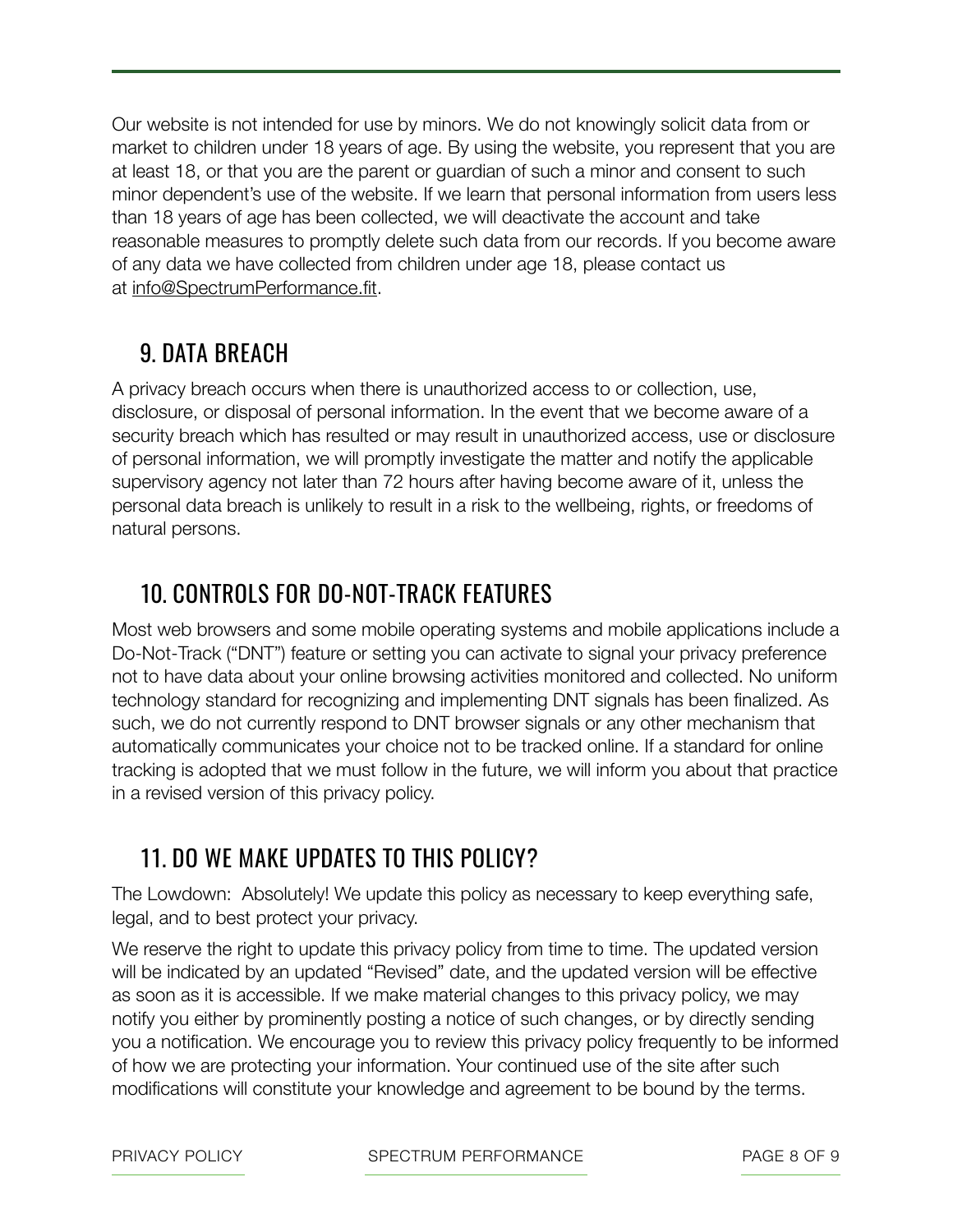Our website is not intended for use by minors. We do not knowingly solicit data from or market to children under 18 years of age. By using the website, you represent that you are at least 18, or that you are the parent or guardian of such a minor and consent to such minor dependent's use of the website. If we learn that personal information from users less than 18 years of age has been collected, we will deactivate the account and take reasonable measures to promptly delete such data from our records. If you become aware of any data we have collected from children under age 18, please contact us at info@SpectrumPerformance.fit.

## 9. DATA BREACH

A privacy breach occurs when there is unauthorized access to or collection, use, disclosure, or disposal of personal information. In the event that we become aware of a security breach which has resulted or may result in unauthorized access, use or disclosure of personal information, we will promptly investigate the matter and notify the applicable supervisory agency not later than 72 hours after having become aware of it, unless the personal data breach is unlikely to result in a risk to the wellbeing, rights, or freedoms of natural persons.

## 10. CONTROLS FOR DO-NOT-TRACK FEATURES

Most web browsers and some mobile operating systems and mobile applications include a Do-Not-Track ("DNT") feature or setting you can activate to signal your privacy preference not to have data about your online browsing activities monitored and collected. No uniform technology standard for recognizing and implementing DNT signals has been finalized. As such, we do not currently respond to DNT browser signals or any other mechanism that automatically communicates your choice not to be tracked online. If a standard for online tracking is adopted that we must follow in the future, we will inform you about that practice in a revised version of this privacy policy.

## 11. DO WE MAKE UPDATES TO THIS POLICY?

The Lowdown: Absolutely! We update this policy as necessary to keep everything safe, legal, and to best protect your privacy.

We reserve the right to update this privacy policy from time to time. The updated version will be indicated by an updated "Revised" date, and the updated version will be effective as soon as it is accessible. If we make material changes to this privacy policy, we may notify you either by prominently posting a notice of such changes, or by directly sending you a notification. We encourage you to review this privacy policy frequently to be informed of how we are protecting your information. Your continued use of the site after such modifications will constitute your knowledge and agreement to be bound by the terms.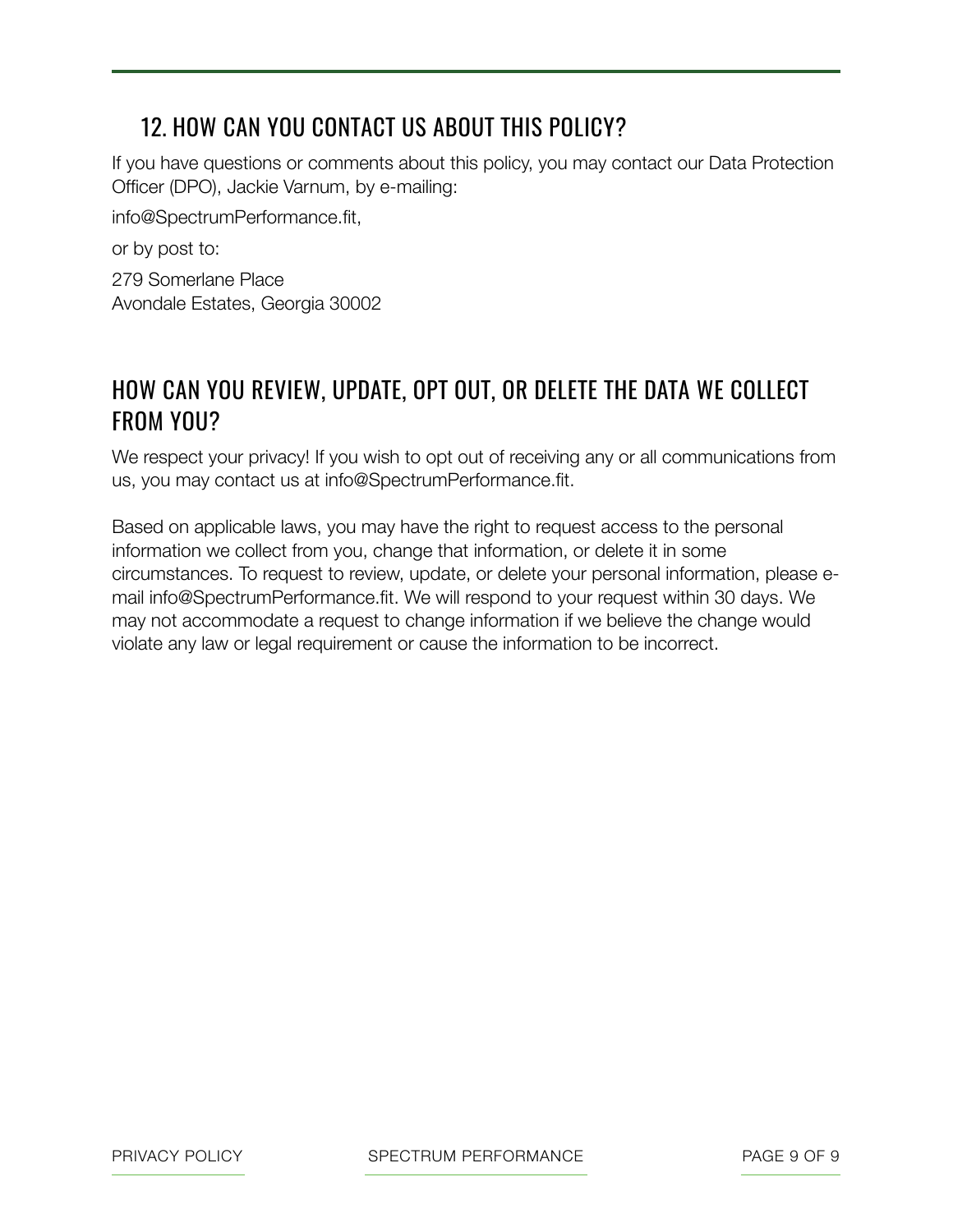## 12. HOW CAN YOU CONTACT US ABOUT THIS POLICY?

If you have questions or comments about this policy, you may contact our Data Protection Officer (DPO), Jackie Varnum, by e-mailing:

info@SpectrumPerformance.fit,

or by post to:

279 Somerlane Place
Avondale Estates, Georgia 30002

## HOW CAN YOU REVIEW, UPDATE, OPT OUT, OR DELETE THE DATA WE COLLECT FROM YOU?

We respect your privacy! If you wish to opt out of receiving any or all communications from us, you may contact us at info@SpectrumPerformance.fit.

Based on applicable laws, you may have the right to request access to the personal information we collect from you, change that information, or delete it in some circumstances. To request to review, update, or delete your personal information, please e-mail info@SpectrumPerformance.fit. We will respond to your request within 30 days. We may not accommodate a request to change information if we believe the change would violate any law or legal requirement or cause the information to be incorrect.